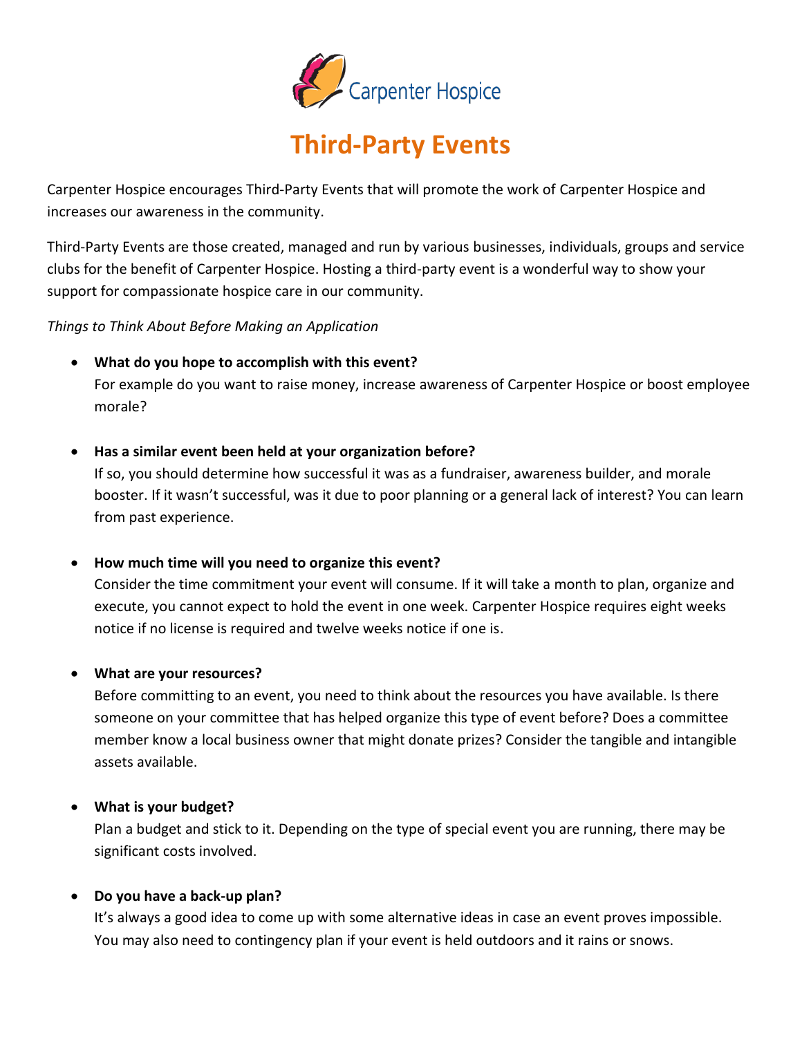Carpenter Hospice

# Third-Party Events

Carpenter Hospice encourages Third-Party Events that will promote the work of Carpenter Hospice and increases our awareness in the community.

Third-Party Events are those created, managed and run by various businesses, individuals, groups and service clubs for the benefit of Carpenter Hospice. Hosting a third-party event is a wonderful way to show your support for compassionate hospice care in our community.

*Things to Think About Before Making an Application*

- **What do you hope to accomplish with this event?**
  For example do you want to raise money, increase awareness of Carpenter Hospice or boost employee morale?

- **Has a similar event been held at your organization before?**
  If so, you should determine how successful it was as a fundraiser, awareness builder, and morale booster. If it wasn't successful, was it due to poor planning or a general lack of interest? You can learn from past experience.

- **How much time will you need to organize this event?**
  Consider the time commitment your event will consume. If it will take a month to plan, organize and execute, you cannot expect to hold the event in one week. Carpenter Hospice requires eight weeks notice if no license is required and twelve weeks notice if one is.

- **What are your resources?**
  Before committing to an event, you need to think about the resources you have available. Is there someone on your committee that has helped organize this type of event before? Does a committee member know a local business owner that might donate prizes? Consider the tangible and intangible assets available.

- **What is your budget?**
  Plan a budget and stick to it. Depending on the type of special event you are running, there may be significant costs involved.

- **Do you have a back-up plan?**
  It's always a good idea to come up with some alternative ideas in case an event proves impossible. You may also need to contingency plan if your event is held outdoors and it rains or snows.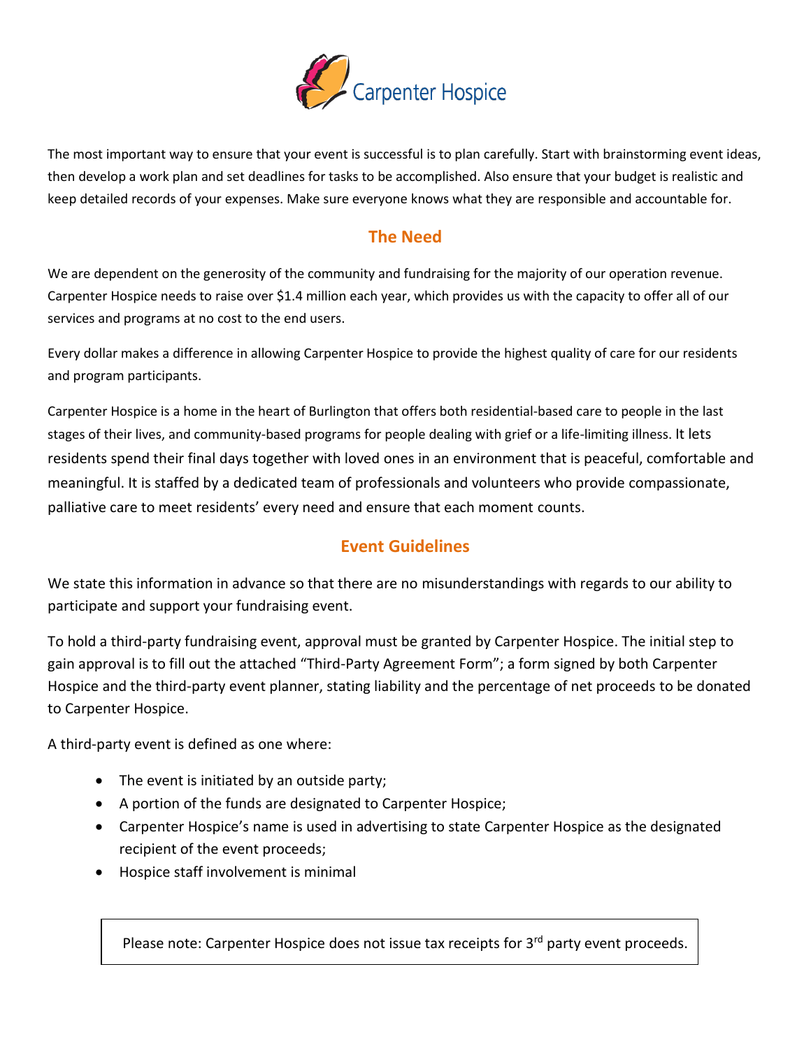Carpenter Hospice

The most important way to ensure that your event is successful is to plan carefully. Start with brainstorming event ideas, then develop a work plan and set deadlines for tasks to be accomplished. Also ensure that your budget is realistic and keep detailed records of your expenses. Make sure everyone knows what they are responsible and accountable for.

## The Need

We are dependent on the generosity of the community and fundraising for the majority of our operation revenue. Carpenter Hospice needs to raise over $1.4 million each year, which provides us with the capacity to offer all of our services and programs at no cost to the end users.

Every dollar makes a difference in allowing Carpenter Hospice to provide the highest quality of care for our residents and program participants.

Carpenter Hospice is a home in the heart of Burlington that offers both residential-based care to people in the last stages of their lives, and community-based programs for people dealing with grief or a life-limiting illness. It lets residents spend their final days together with loved ones in an environment that is peaceful, comfortable and meaningful. It is staffed by a dedicated team of professionals and volunteers who provide compassionate, palliative care to meet residents' every need and ensure that each moment counts.

## Event Guidelines

We state this information in advance so that there are no misunderstandings with regards to our ability to participate and support your fundraising event.

To hold a third-party fundraising event, approval must be granted by Carpenter Hospice. The initial step to gain approval is to fill out the attached "Third-Party Agreement Form"; a form signed by both Carpenter Hospice and the third-party event planner, stating liability and the percentage of net proceeds to be donated to Carpenter Hospice.

A third-party event is defined as one where:

- The event is initiated by an outside party;
- A portion of the funds are designated to Carpenter Hospice;
- Carpenter Hospice's name is used in advertising to state Carpenter Hospice as the designated recipient of the event proceeds;
- Hospice staff involvement is minimal

Please note: Carpenter Hospice does not issue tax receipts for 3rd party event proceeds.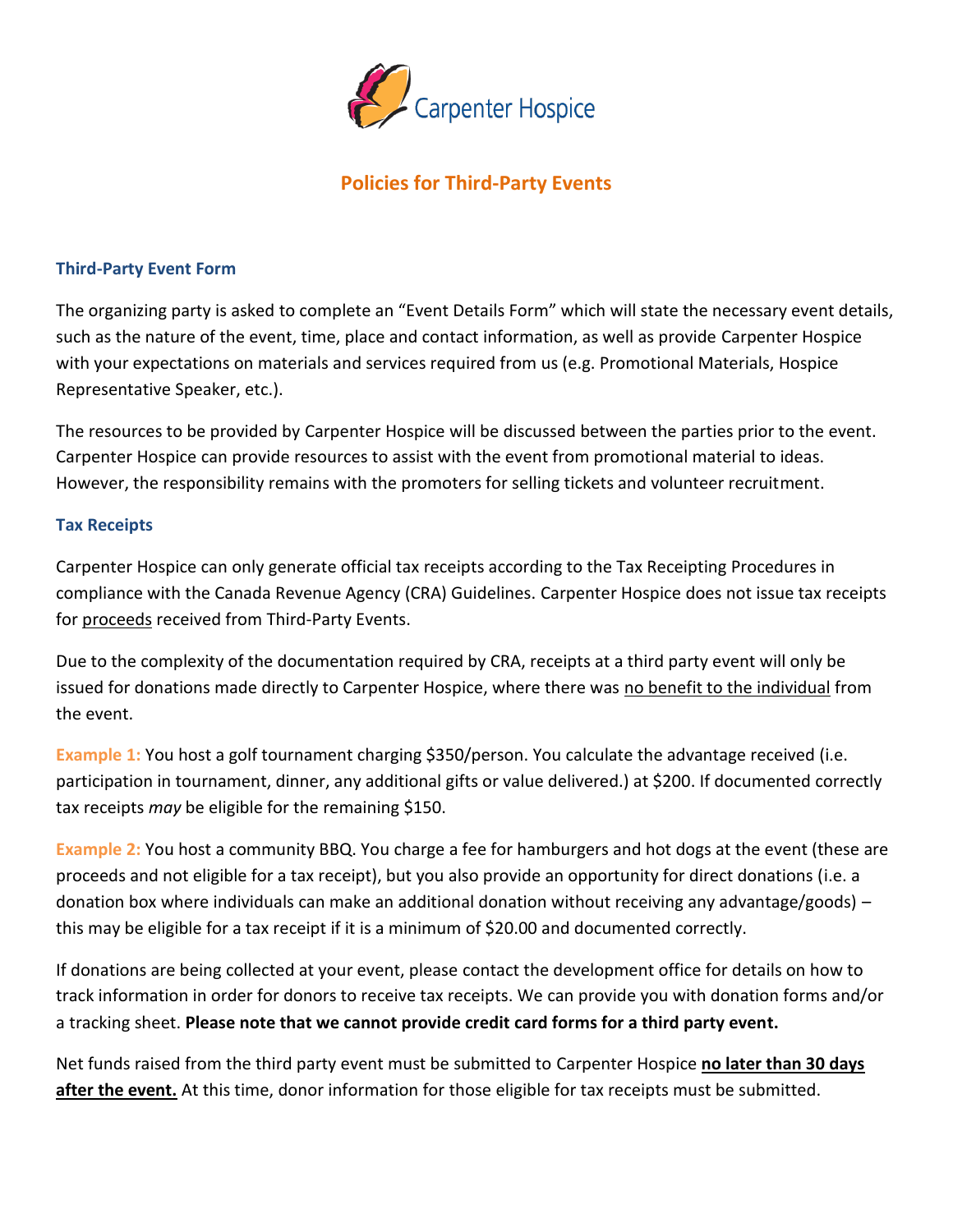Carpenter Hospice

# Policies for Third-Party Events

### Third-Party Event Form

The organizing party is asked to complete an "Event Details Form" which will state the necessary event details, such as the nature of the event, time, place and contact information, as well as provide Carpenter Hospice with your expectations on materials and services required from us (e.g. Promotional Materials, Hospice Representative Speaker, etc.).

The resources to be provided by Carpenter Hospice will be discussed between the parties prior to the event. Carpenter Hospice can provide resources to assist with the event from promotional material to ideas. However, the responsibility remains with the promoters for selling tickets and volunteer recruitment.

### Tax Receipts

Carpenter Hospice can only generate official tax receipts according to the Tax Receipting Procedures in compliance with the Canada Revenue Agency (CRA) Guidelines. Carpenter Hospice does not issue tax receipts for proceeds received from Third-Party Events.

Due to the complexity of the documentation required by CRA, receipts at a third party event will only be issued for donations made directly to Carpenter Hospice, where there was no benefit to the individual from the event.

**Example 1:** You host a golf tournament charging $350/person. You calculate the advantage received (i.e. participation in tournament, dinner, any additional gifts or value delivered.) at $200. If documented correctly tax receipts *may* be eligible for the remaining $150.

**Example 2:** You host a community BBQ. You charge a fee for hamburgers and hot dogs at the event (these are proceeds and not eligible for a tax receipt), but you also provide an opportunity for direct donations (i.e. a donation box where individuals can make an additional donation without receiving any advantage/goods) – this may be eligible for a tax receipt if it is a minimum of $20.00 and documented correctly.

If donations are being collected at your event, please contact the development office for details on how to track information in order for donors to receive tax receipts. We can provide you with donation forms and/or a tracking sheet. **Please note that we cannot provide credit card forms for a third party event.**

Net funds raised from the third party event must be submitted to Carpenter Hospice **no later than 30 days after the event.** At this time, donor information for those eligible for tax receipts must be submitted.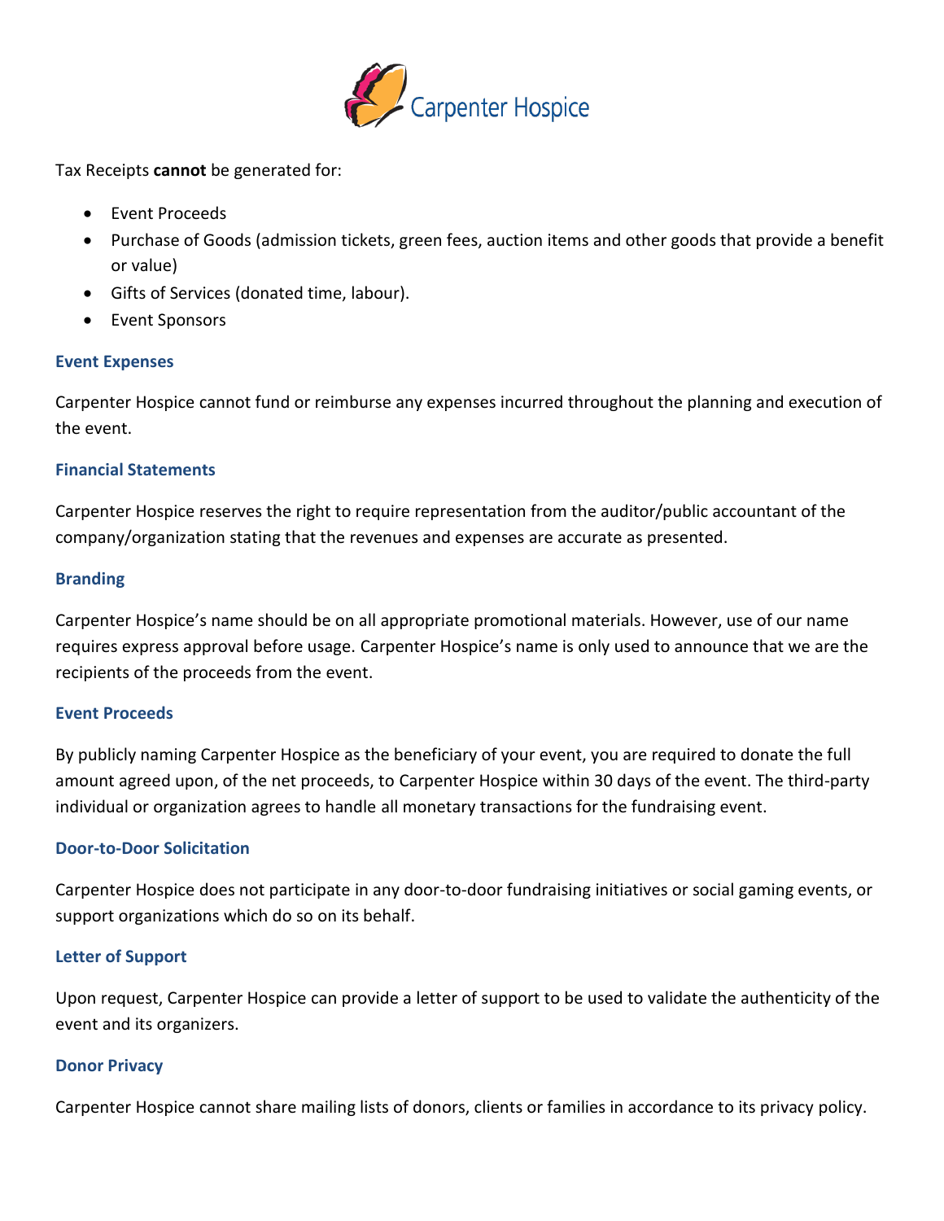Tax Receipts **cannot** be generated for:

- Event Proceeds
- Purchase of Goods (admission tickets, green fees, auction items and other goods that provide a benefit or value)
- Gifts of Services (donated time, labour).
- Event Sponsors

### Event Expenses

Carpenter Hospice cannot fund or reimburse any expenses incurred throughout the planning and execution of the event.

### Financial Statements

Carpenter Hospice reserves the right to require representation from the auditor/public accountant of the company/organization stating that the revenues and expenses are accurate as presented.

### Branding

Carpenter Hospice's name should be on all appropriate promotional materials. However, use of our name requires express approval before usage. Carpenter Hospice's name is only used to announce that we are the recipients of the proceeds from the event.

### Event Proceeds

By publicly naming Carpenter Hospice as the beneficiary of your event, you are required to donate the full amount agreed upon, of the net proceeds, to Carpenter Hospice within 30 days of the event. The third-party individual or organization agrees to handle all monetary transactions for the fundraising event.

### Door-to-Door Solicitation

Carpenter Hospice does not participate in any door-to-door fundraising initiatives or social gaming events, or support organizations which do so on its behalf.

### Letter of Support

Upon request, Carpenter Hospice can provide a letter of support to be used to validate the authenticity of the event and its organizers.

### Donor Privacy

Carpenter Hospice cannot share mailing lists of donors, clients or families in accordance to its privacy policy.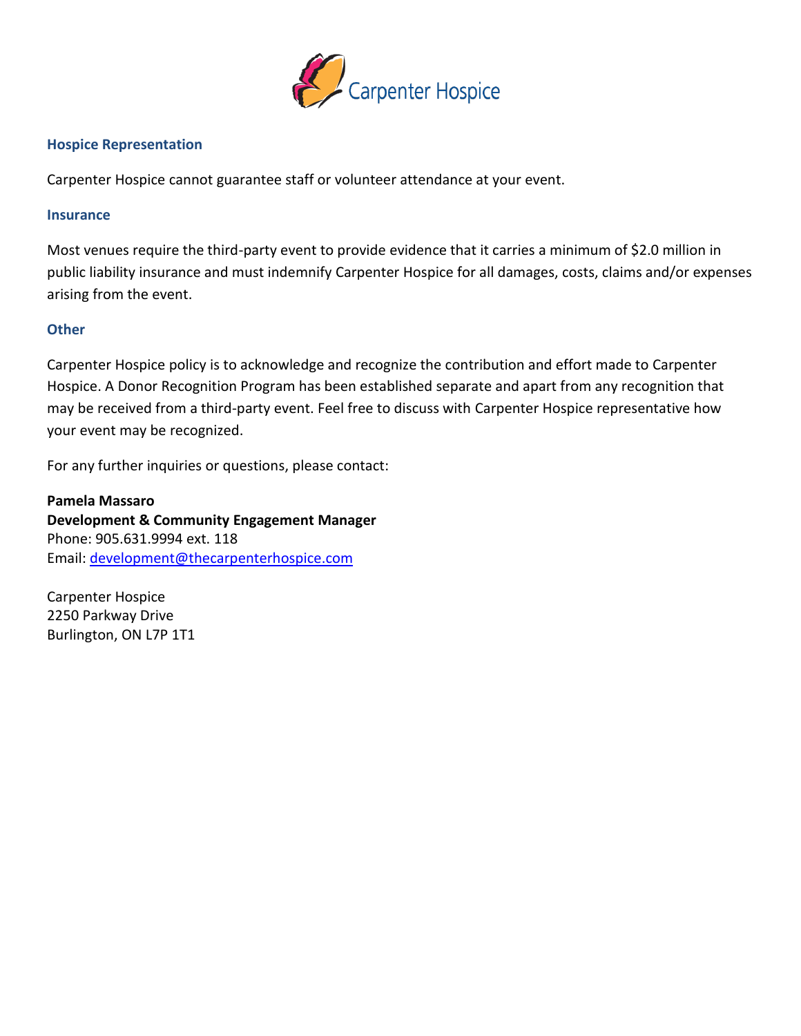### Hospice Representation

Carpenter Hospice cannot guarantee staff or volunteer attendance at your event.

### Insurance

Most venues require the third-party event to provide evidence that it carries a minimum of $2.0 million in public liability insurance and must indemnify Carpenter Hospice for all damages, costs, claims and/or expenses arising from the event.

### Other

Carpenter Hospice policy is to acknowledge and recognize the contribution and effort made to Carpenter Hospice. A Donor Recognition Program has been established separate and apart from any recognition that may be received from a third-party event. Feel free to discuss with Carpenter Hospice representative how your event may be recognized.

For any further inquiries or questions, please contact:

**Pamela Massaro**
**Development & Community Engagement Manager**
Phone: 905.631.9994 ext. 118
Email: development@thecarpenterhospice.com

Carpenter Hospice
2250 Parkway Drive
Burlington, ON L7P 1T1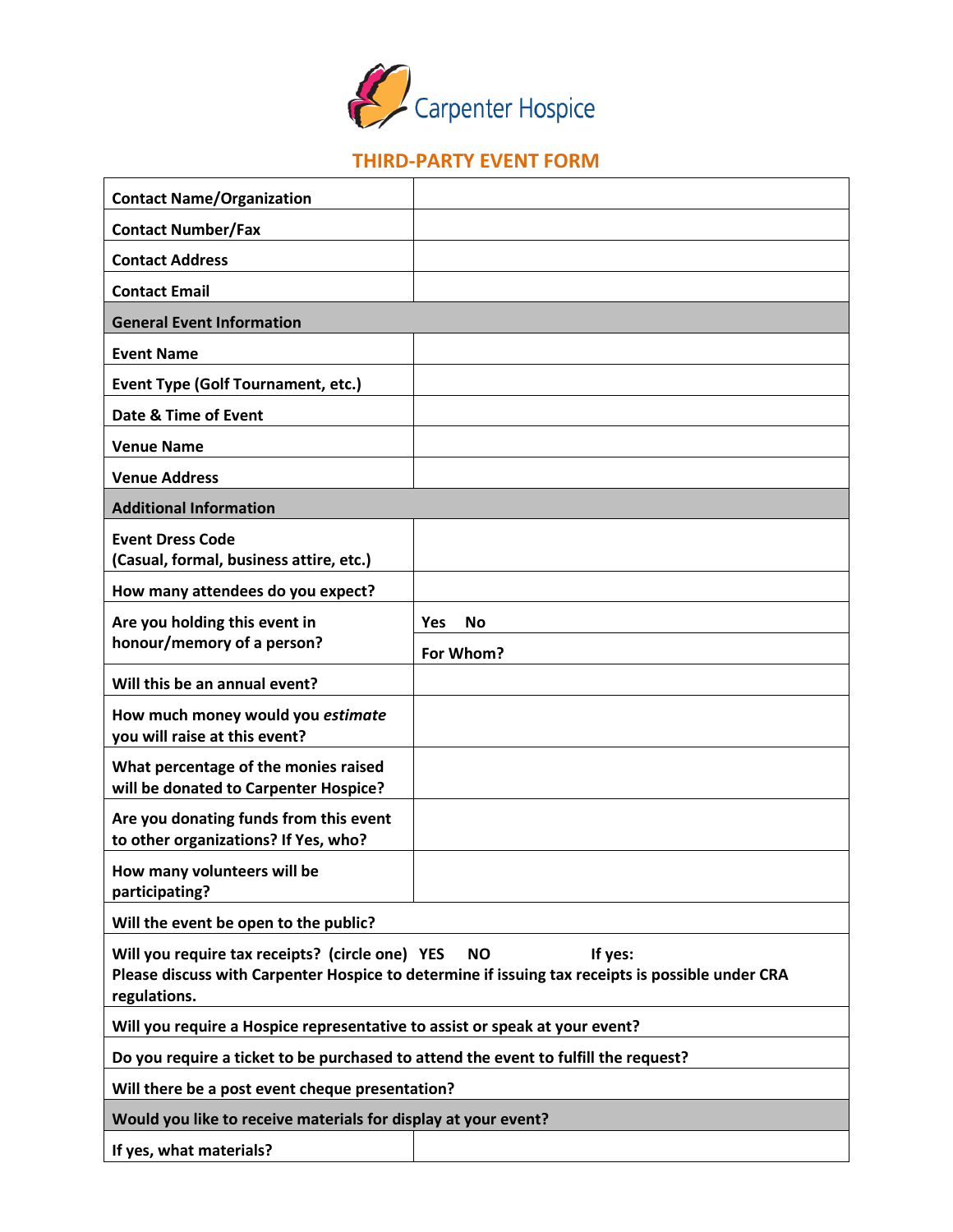Carpenter Hospice

## THIRD-PARTY EVENT FORM

| Contact Name/Organization | |
|---|---|
| Contact Number/Fax | |
| Contact Address | |
| Contact Email | |
| **General Event Information** | |
| Event Name | |
| Event Type (Golf Tournament, etc.) | |
| Date & Time of Event | |
| Venue Name | |
| Venue Address | |
| **Additional Information** | |
| Event Dress Code (Casual, formal, business attire, etc.) | |
| How many attendees do you expect? | |
| Are you holding this event in honour/memory of a person? | Yes No |
| | For Whom? |
| Will this be an annual event? | |
| How much money would you *estimate* you will raise at this event? | |
| What percentage of the monies raised will be donated to Carpenter Hospice? | |
| Are you donating funds from this event to other organizations? If Yes, who? | |
| How many volunteers will be participating? | |
| Will the event be open to the public? | |
| Will you require tax receipts? (circle one) YES NO If yes: Please discuss with Carpenter Hospice to determine if issuing tax receipts is possible under CRA regulations. | |
| Will you require a Hospice representative to assist or speak at your event? | |
| Do you require a ticket to be purchased to attend the event to fulfill the request? | |
| Will there be a post event cheque presentation? | |
| **Would you like to receive materials for display at your event?** | |
| If yes, what materials? | |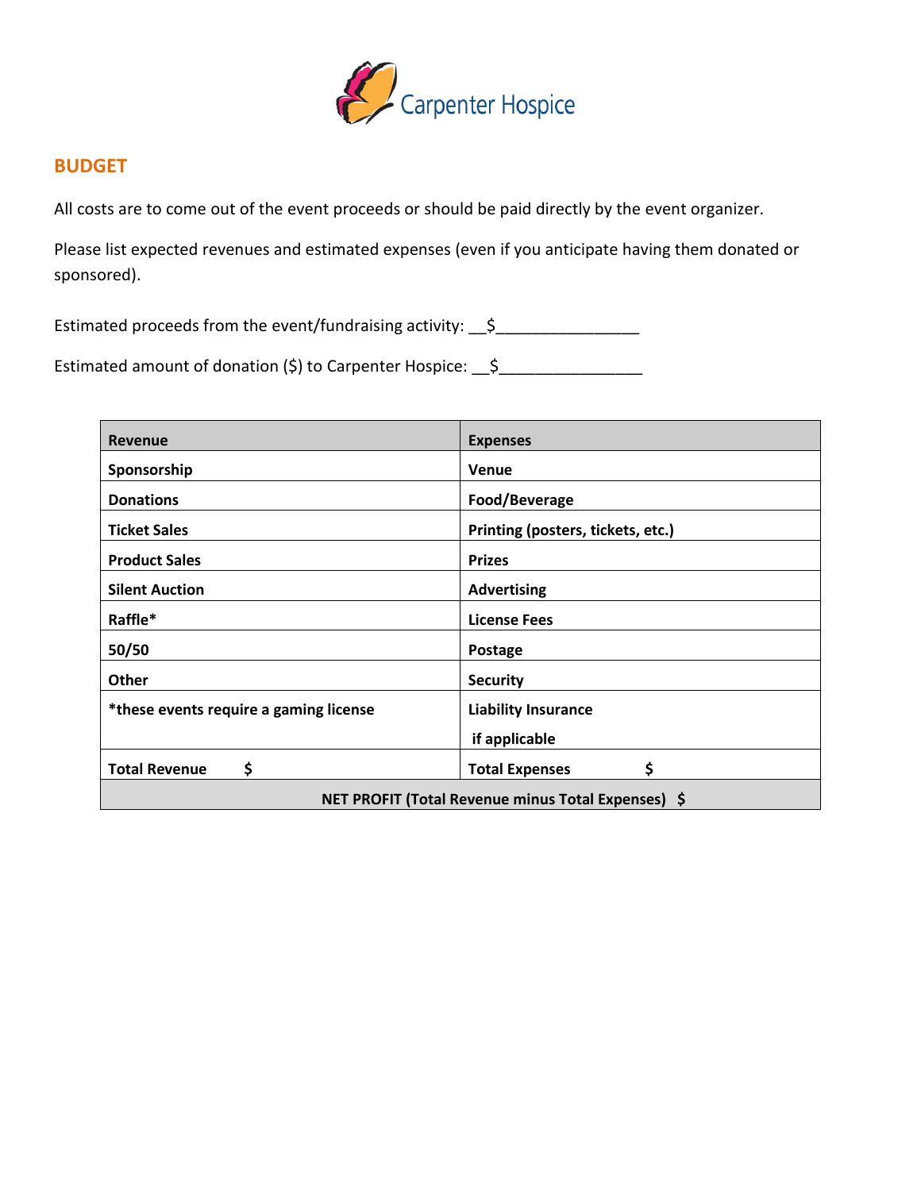Carpenter Hospice

## BUDGET

All costs are to come out of the event proceeds or should be paid directly by the event organizer.

Please list expected revenues and estimated expenses (even if you anticipate having them donated or sponsored).

Estimated proceeds from the event/fundraising activity: __$________________

Estimated amount of donation ($) to Carpenter Hospice: __$________________

| Revenue | Expenses |
|---|---|
| **Sponsorship** | **Venue** |
| **Donations** | **Food/Beverage** |
| **Ticket Sales** | **Printing (posters, tickets, etc.)** |
| **Product Sales** | **Prizes** |
| **Silent Auction** | **Advertising** |
| **Raffle*** | **License Fees** |
| **50/50** | **Postage** |
| **Other** | **Security** |
| ***these events require a gaming license** | **Liability Insurance if applicable** |
| **Total Revenue $** | **Total Expenses $** |
| **NET PROFIT (Total Revenue minus Total Expenses) $** | |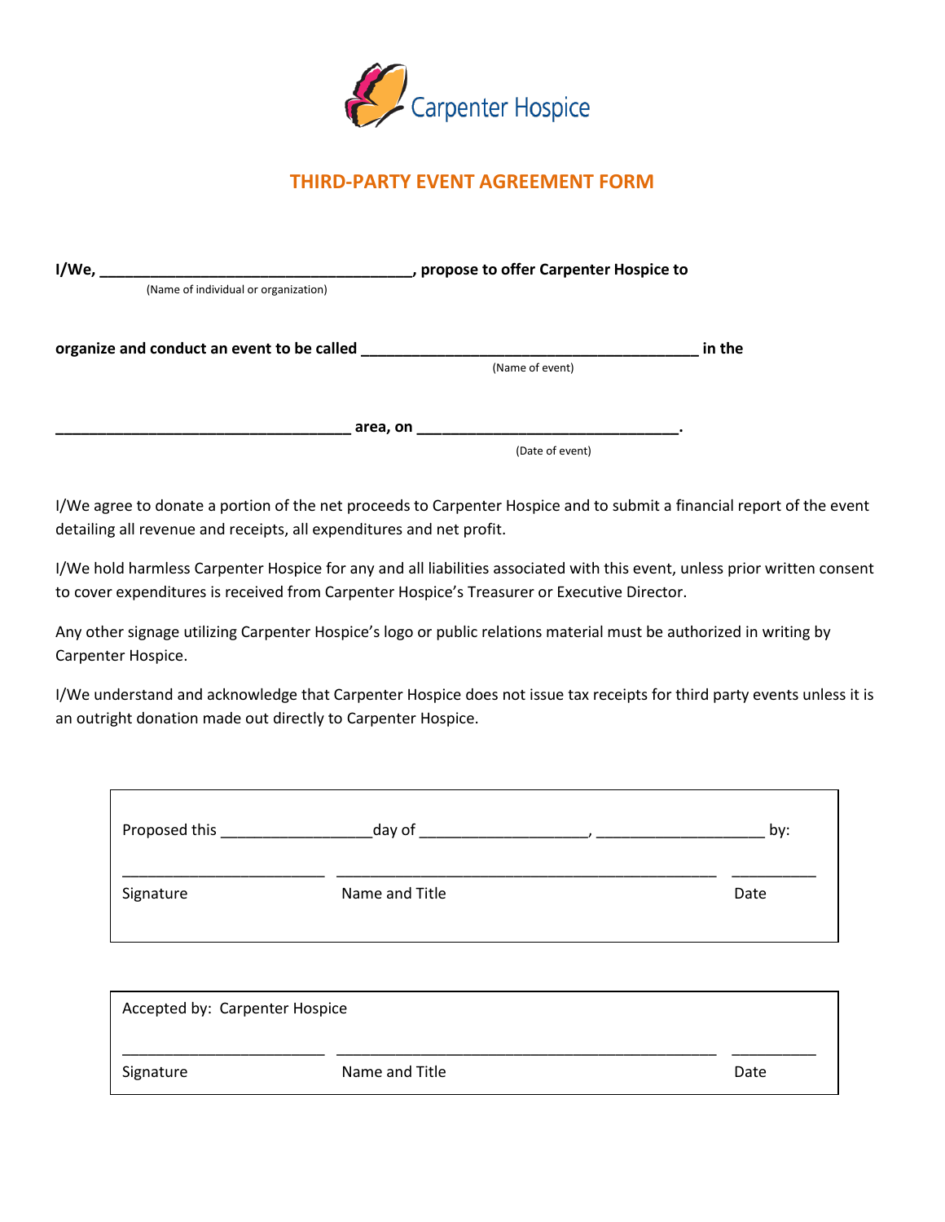Carpenter Hospice

## THIRD-PARTY EVENT AGREEMENT FORM

**I/We, ______________________________________, propose to offer Carpenter Hospice to**

(Name of individual or organization)

**organize and conduct an event to be called _________________________________________ in the**

(Name of event)

**___________________________________ area, on ______________________________.**

(Date of event)

I/We agree to donate a portion of the net proceeds to Carpenter Hospice and to submit a financial report of the event detailing all revenue and receipts, all expenditures and net profit.

I/We hold harmless Carpenter Hospice for any and all liabilities associated with this event, unless prior written consent to cover expenditures is received from Carpenter Hospice's Treasurer or Executive Director.

Any other signage utilizing Carpenter Hospice's logo or public relations material must be authorized in writing by Carpenter Hospice.

I/We understand and acknowledge that Carpenter Hospice does not issue tax receipts for third party events unless it is an outright donation made out directly to Carpenter Hospice.

Proposed this _________________day of ___________________, ___________________ by:

________________________ ______________________________________________ __________

Signature Name and Title Date

Accepted by: Carpenter Hospice

________________________ ______________________________________________ __________

Signature Name and Title Date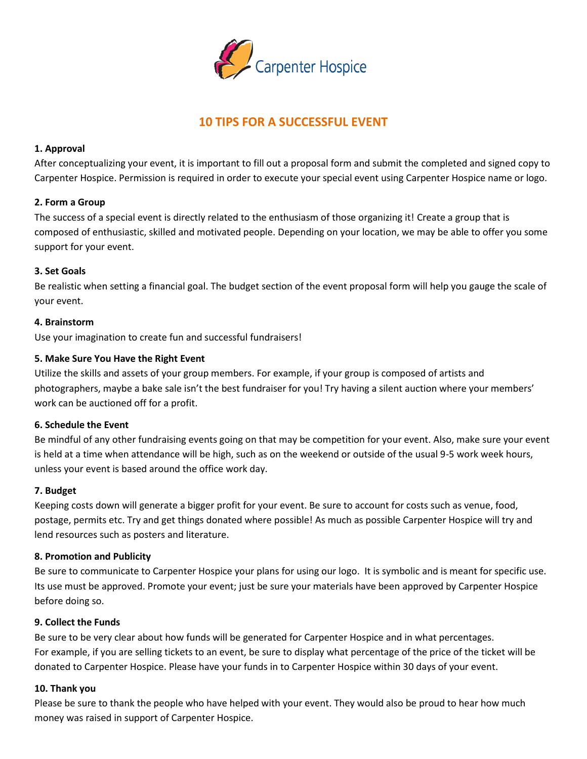Carpenter Hospice

# 10 TIPS FOR A SUCCESSFUL EVENT

**1. Approval**

After conceptualizing your event, it is important to fill out a proposal form and submit the completed and signed copy to Carpenter Hospice. Permission is required in order to execute your special event using Carpenter Hospice name or logo.

**2. Form a Group**

The success of a special event is directly related to the enthusiasm of those organizing it! Create a group that is composed of enthusiastic, skilled and motivated people. Depending on your location, we may be able to offer you some support for your event.

**3. Set Goals**

Be realistic when setting a financial goal. The budget section of the event proposal form will help you gauge the scale of your event.

**4. Brainstorm**

Use your imagination to create fun and successful fundraisers!

**5. Make Sure You Have the Right Event**

Utilize the skills and assets of your group members. For example, if your group is composed of artists and photographers, maybe a bake sale isn't the best fundraiser for you! Try having a silent auction where your members' work can be auctioned off for a profit.

**6. Schedule the Event**

Be mindful of any other fundraising events going on that may be competition for your event. Also, make sure your event is held at a time when attendance will be high, such as on the weekend or outside of the usual 9-5 work week hours, unless your event is based around the office work day.

**7. Budget**

Keeping costs down will generate a bigger profit for your event. Be sure to account for costs such as venue, food, postage, permits etc. Try and get things donated where possible! As much as possible Carpenter Hospice will try and lend resources such as posters and literature.

**8. Promotion and Publicity**

Be sure to communicate to Carpenter Hospice your plans for using our logo. It is symbolic and is meant for specific use. Its use must be approved. Promote your event; just be sure your materials have been approved by Carpenter Hospice before doing so.

**9. Collect the Funds**

Be sure to be very clear about how funds will be generated for Carpenter Hospice and in what percentages. For example, if you are selling tickets to an event, be sure to display what percentage of the price of the ticket will be donated to Carpenter Hospice. Please have your funds in to Carpenter Hospice within 30 days of your event.

**10. Thank you**

Please be sure to thank the people who have helped with your event. They would also be proud to hear how much money was raised in support of Carpenter Hospice.